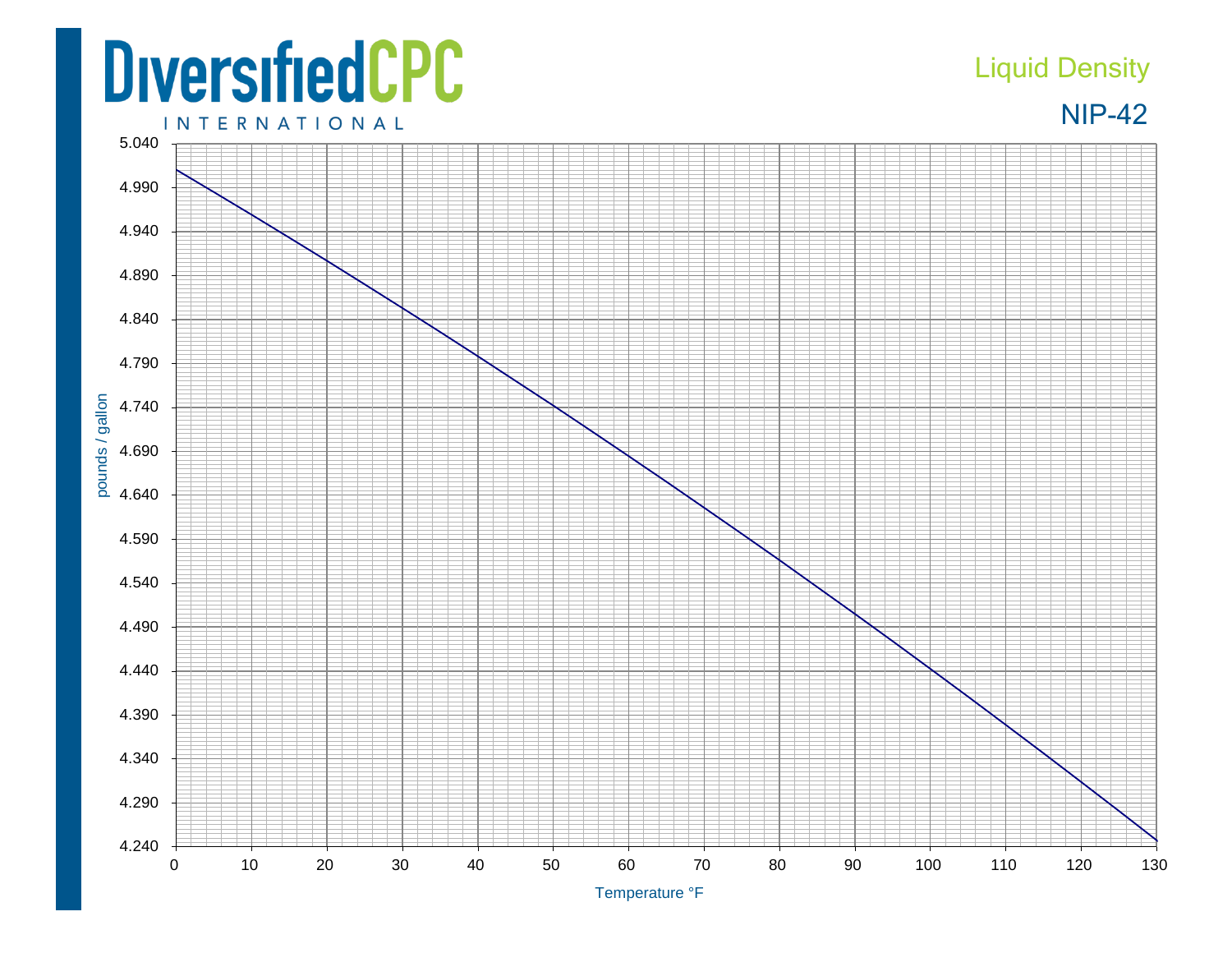DiversifiedCPC

INTERNATIONAL

Liquid Density

NIP-42

pounds / gallon

5.040
4.990
4.940
4.890
4.840
4.790
4.740
4.690
4.640
4.590
4.540
4.490
4.440
4.390
4.340
4.290
4.240

0 10 20 30 40 50 60 70 80 90 100 110 120 130

Temperature °F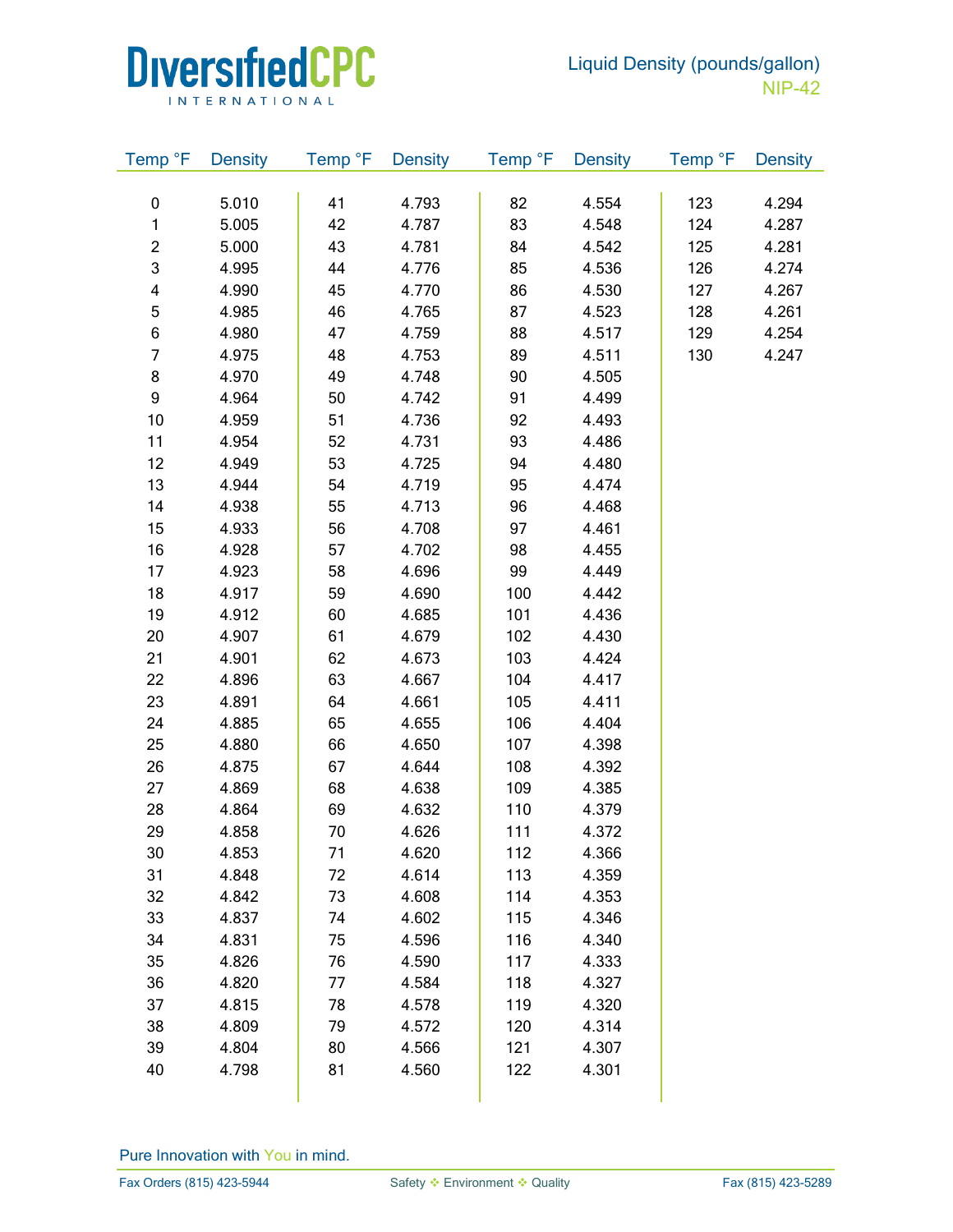DiversifiedCPC INTERNATIONAL

# Liquid Density (pounds/gallon)

## NIP-42

| Temp °F | Density | Temp °F | Density | Temp °F | Density | Temp °F | Density |
|---|---|---|---|---|---|---|---|
| 0 | 5.010 | 41 | 4.793 | 82 | 4.554 | 123 | 4.294 |
| 1 | 5.005 | 42 | 4.787 | 83 | 4.548 | 124 | 4.287 |
| 2 | 5.000 | 43 | 4.781 | 84 | 4.542 | 125 | 4.281 |
| 3 | 4.995 | 44 | 4.776 | 85 | 4.536 | 126 | 4.274 |
| 4 | 4.990 | 45 | 4.770 | 86 | 4.530 | 127 | 4.267 |
| 5 | 4.985 | 46 | 4.765 | 87 | 4.523 | 128 | 4.261 |
| 6 | 4.980 | 47 | 4.759 | 88 | 4.517 | 129 | 4.254 |
| 7 | 4.975 | 48 | 4.753 | 89 | 4.511 | 130 | 4.247 |
| 8 | 4.970 | 49 | 4.748 | 90 | 4.505 | | |
| 9 | 4.964 | 50 | 4.742 | 91 | 4.499 | | |
| 10 | 4.959 | 51 | 4.736 | 92 | 4.493 | | |
| 11 | 4.954 | 52 | 4.731 | 93 | 4.486 | | |
| 12 | 4.949 | 53 | 4.725 | 94 | 4.480 | | |
| 13 | 4.944 | 54 | 4.719 | 95 | 4.474 | | |
| 14 | 4.938 | 55 | 4.713 | 96 | 4.468 | | |
| 15 | 4.933 | 56 | 4.708 | 97 | 4.461 | | |
| 16 | 4.928 | 57 | 4.702 | 98 | 4.455 | | |
| 17 | 4.923 | 58 | 4.696 | 99 | 4.449 | | |
| 18 | 4.917 | 59 | 4.690 | 100 | 4.442 | | |
| 19 | 4.912 | 60 | 4.685 | 101 | 4.436 | | |
| 20 | 4.907 | 61 | 4.679 | 102 | 4.430 | | |
| 21 | 4.901 | 62 | 4.673 | 103 | 4.424 | | |
| 22 | 4.896 | 63 | 4.667 | 104 | 4.417 | | |
| 23 | 4.891 | 64 | 4.661 | 105 | 4.411 | | |
| 24 | 4.885 | 65 | 4.655 | 106 | 4.404 | | |
| 25 | 4.880 | 66 | 4.650 | 107 | 4.398 | | |
| 26 | 4.875 | 67 | 4.644 | 108 | 4.392 | | |
| 27 | 4.869 | 68 | 4.638 | 109 | 4.385 | | |
| 28 | 4.864 | 69 | 4.632 | 110 | 4.379 | | |
| 29 | 4.858 | 70 | 4.626 | 111 | 4.372 | | |
| 30 | 4.853 | 71 | 4.620 | 112 | 4.366 | | |
| 31 | 4.848 | 72 | 4.614 | 113 | 4.359 | | |
| 32 | 4.842 | 73 | 4.608 | 114 | 4.353 | | |
| 33 | 4.837 | 74 | 4.602 | 115 | 4.346 | | |
| 34 | 4.831 | 75 | 4.596 | 116 | 4.340 | | |
| 35 | 4.826 | 76 | 4.590 | 117 | 4.333 | | |
| 36 | 4.820 | 77 | 4.584 | 118 | 4.327 | | |
| 37 | 4.815 | 78 | 4.578 | 119 | 4.320 | | |
| 38 | 4.809 | 79 | 4.572 | 120 | 4.314 | | |
| 39 | 4.804 | 80 | 4.566 | 121 | 4.307 | | |
| 40 | 4.798 | 81 | 4.560 | 122 | 4.301 | | |

Pure Innovation with You in mind.

Fax Orders (815) 423-5944 Safety ❖ Environment ❖ Quality Fax (815) 423-5289